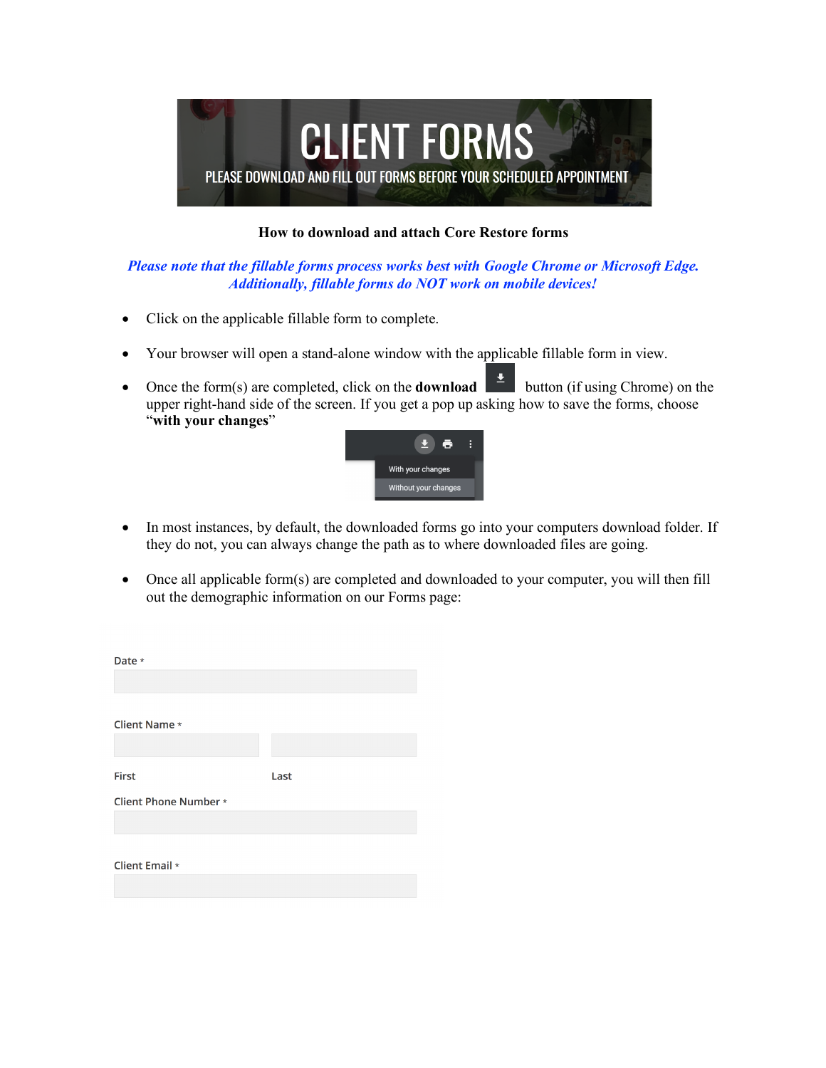# CLIENT FORMS

PLEASE DOWNLOAD AND FILL OUT FORMS BEFORE YOUR SCHEDULED APPOINTMENT

**How to download and attach Core Restore forms**

***Please note that the fillable forms process works best with Google Chrome or Microsoft Edge. Additionally, fillable forms do NOT work on mobile devices!***

- Click on the applicable fillable form to complete.
- Your browser will open a stand-alone window with the applicable fillable form in view.
- Once the form(s) are completed, click on the **download** button (if using Chrome) on the upper right-hand side of the screen. If you get a pop up asking how to save the forms, choose "**with your changes**"

With your changes

Without your changes

- In most instances, by default, the downloaded forms go into your computers download folder. If they do not, you can always change the path as to where downloaded files are going.
- Once all applicable form(s) are completed and downloaded to your computer, you will then fill out the demographic information on our Forms page:

Date *

Client Name *

First | Last

Client Phone Number *

Client Email *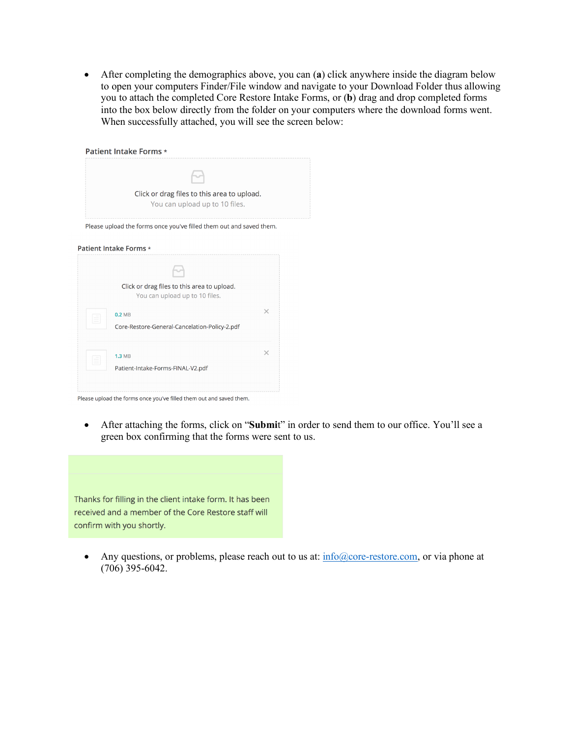- After completing the demographics above, you can (**a**) click anywhere inside the diagram below to open your computers Finder/File window and navigate to your Download Folder thus allowing you to attach the completed Core Restore Intake Forms, or (**b**) drag and drop completed forms into the box below directly from the folder on your computers where the download forms went. When successfully attached, you will see the screen below:

Patient Intake Forms *

Click or drag files to this area to upload.
You can upload up to 10 files.

Please upload the forms once you've filled them out and saved them.

Patient Intake Forms *

Click or drag files to this area to upload.
You can upload up to 10 files.

0.2 MB
Core-Restore-General-Cancelation-Policy-2.pdf

1.3 MB
Patient-Intake-Forms-FINAL-V2.pdf

Please upload the forms once you've filled them out and saved them.

- After attaching the forms, click on "**Submit**" in order to send them to our office. You'll see a green box confirming that the forms were sent to us.

Thanks for filling in the client intake form. It has been received and a member of the Core Restore staff will confirm with you shortly.

- Any questions, or problems, please reach out to us at: info@core-restore.com, or via phone at (706) 395-6042.